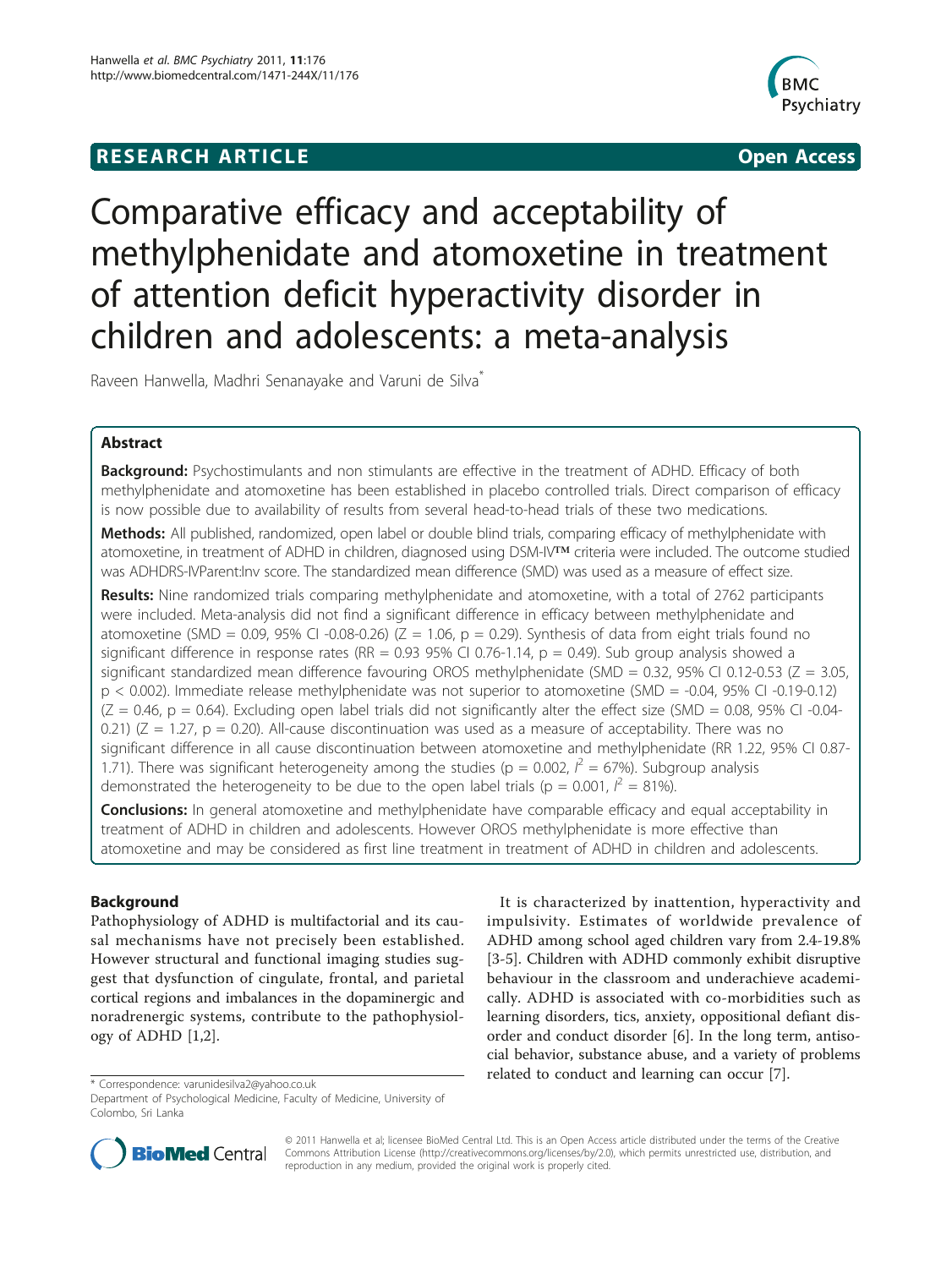RESEARCH ARTICLE **Open Access**

# Comparative efficacy and acceptability of methylphenidate and atomoxetine in treatment of attention deficit hyperactivity disorder in children and adolescents: a meta-analysis

Raveen Hanwella, Madhri Senanayake and Varuni de Silva*

## Abstract

**Background:** Psychostimulants and non stimulants are effective in the treatment of ADHD. Efficacy of both methylphenidate and atomoxetine has been established in placebo controlled trials. Direct comparison of efficacy is now possible due to availability of results from several head-to-head trials of these two medications.

**Methods:** All published, randomized, open label or double blind trials, comparing efficacy of methylphenidate with atomoxetine, in treatment of ADHD in children, diagnosed using DSM-IV™ criteria were included. The outcome studied was ADHDRS-IVParent:Inv score. The standardized mean difference (SMD) was used as a measure of effect size.

**Results:** Nine randomized trials comparing methylphenidate and atomoxetine, with a total of 2762 participants were included. Meta-analysis did not find a significant difference in efficacy between methylphenidate and atomoxetine (SMD = 0.09, 95% CI -0.08-0.26) (Z = 1.06, p = 0.29). Synthesis of data from eight trials found no significant difference in response rates (RR = 0.93 95% CI 0.76-1.14, p = 0.49). Sub group analysis showed a significant standardized mean difference favouring OROS methylphenidate (SMD = 0.32, 95% CI 0.12-0.53 (Z = 3.05, p < 0.002). Immediate release methylphenidate was not superior to atomoxetine (SMD = -0.04, 95% CI -0.19-0.12) (Z = 0.46, p = 0.64). Excluding open label trials did not significantly alter the effect size (SMD = 0.08, 95% CI -0.04-0.21) (Z = 1.27, p = 0.20). All-cause discontinuation was used as a measure of acceptability. There was no significant difference in all cause discontinuation between atomoxetine and methylphenidate (RR 1.22, 95% CI 0.87-1.71). There was significant heterogeneity among the studies (p = 0.002, $I^2$ = 67%). Subgroup analysis demonstrated the heterogeneity to be due to the open label trials (p = 0.001, $I^2$ = 81%).

**Conclusions:** In general atomoxetine and methylphenidate have comparable efficacy and equal acceptability in treatment of ADHD in children and adolescents. However OROS methylphenidate is more effective than atomoxetine and may be considered as first line treatment in treatment of ADHD in children and adolescents.

## Background

Pathophysiology of ADHD is multifactorial and its causal mechanisms have not precisely been established. However structural and functional imaging studies suggest that dysfunction of cingulate, frontal, and parietal cortical regions and imbalances in the dopaminergic and noradrenergic systems, contribute to the pathophysiology of ADHD [1,2].

It is characterized by inattention, hyperactivity and impulsivity. Estimates of worldwide prevalence of ADHD among school aged children vary from 2.4-19.8% [3-5]. Children with ADHD commonly exhibit disruptive behaviour in the classroom and underachieve academically. ADHD is associated with co-morbidities such as learning disorders, tics, anxiety, oppositional defiant disorder and conduct disorder [6]. In the long term, antisocial behavior, substance abuse, and a variety of problems related to conduct and learning can occur [7].

\* Correspondence: varunidesilva2@yahoo.co.uk
Department of Psychological Medicine, Faculty of Medicine, University of Colombo, Sri Lanka

© 2011 Hanwella et al; licensee BioMed Central Ltd. This is an Open Access article distributed under the terms of the Creative Commons Attribution License (http://creativecommons.org/licenses/by/2.0), which permits unrestricted use, distribution, and reproduction in any medium, provided the original work is properly cited.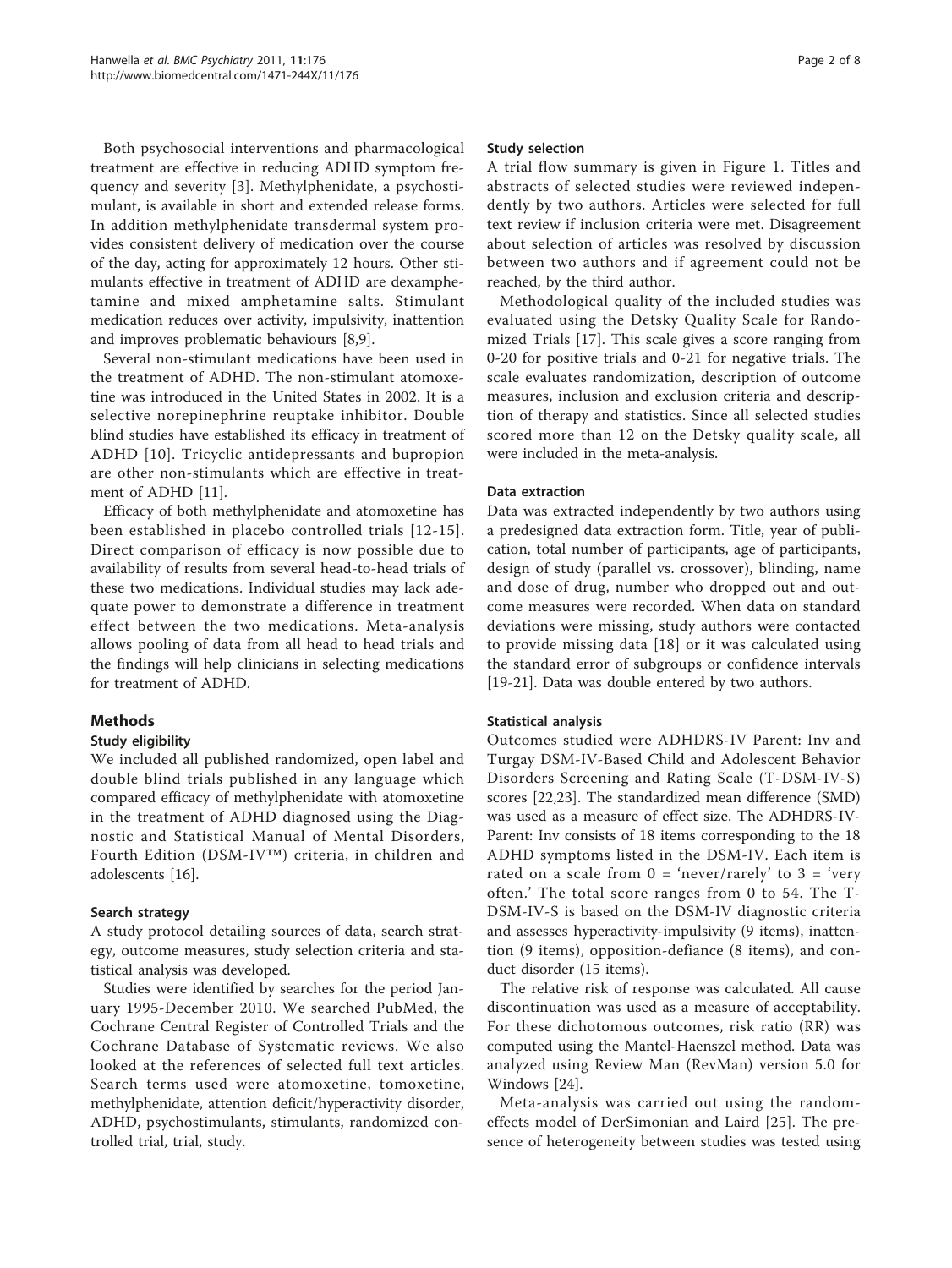Both psychosocial interventions and pharmacological treatment are effective in reducing ADHD symptom frequency and severity [3]. Methylphenidate, a psychostimulant, is available in short and extended release forms. In addition methylphenidate transdermal system provides consistent delivery of medication over the course of the day, acting for approximately 12 hours. Other stimulants effective in treatment of ADHD are dexamphetamine and mixed amphetamine salts. Stimulant medication reduces over activity, impulsivity, inattention and improves problematic behaviours [8,9].

Several non-stimulant medications have been used in the treatment of ADHD. The non-stimulant atomoxetine was introduced in the United States in 2002. It is a selective norepinephrine reuptake inhibitor. Double blind studies have established its efficacy in treatment of ADHD [10]. Tricyclic antidepressants and bupropion are other non-stimulants which are effective in treatment of ADHD [11].

Efficacy of both methylphenidate and atomoxetine has been established in placebo controlled trials [12-15]. Direct comparison of efficacy is now possible due to availability of results from several head-to-head trials of these two medications. Individual studies may lack adequate power to demonstrate a difference in treatment effect between the two medications. Meta-analysis allows pooling of data from all head to head trials and the findings will help clinicians in selecting medications for treatment of ADHD.

## Methods

### Study eligibility

We included all published randomized, open label and double blind trials published in any language which compared efficacy of methylphenidate with atomoxetine in the treatment of ADHD diagnosed using the Diagnostic and Statistical Manual of Mental Disorders, Fourth Edition (DSM-IV™) criteria, in children and adolescents [16].

### Search strategy

A study protocol detailing sources of data, search strategy, outcome measures, study selection criteria and statistical analysis was developed.

Studies were identified by searches for the period January 1995-December 2010. We searched PubMed, the Cochrane Central Register of Controlled Trials and the Cochrane Database of Systematic reviews. We also looked at the references of selected full text articles. Search terms used were atomoxetine, tomoxetine, methylphenidate, attention deficit/hyperactivity disorder, ADHD, psychostimulants, stimulants, randomized controlled trial, trial, study.

### Study selection

A trial flow summary is given in Figure 1. Titles and abstracts of selected studies were reviewed independently by two authors. Articles were selected for full text review if inclusion criteria were met. Disagreement about selection of articles was resolved by discussion between two authors and if agreement could not be reached, by the third author.

Methodological quality of the included studies was evaluated using the Detsky Quality Scale for Randomized Trials [17]. This scale gives a score ranging from 0-20 for positive trials and 0-21 for negative trials. The scale evaluates randomization, description of outcome measures, inclusion and exclusion criteria and description of therapy and statistics. Since all selected studies scored more than 12 on the Detsky quality scale, all were included in the meta-analysis.

### Data extraction

Data was extracted independently by two authors using a predesigned data extraction form. Title, year of publication, total number of participants, age of participants, design of study (parallel vs. crossover), blinding, name and dose of drug, number who dropped out and outcome measures were recorded. When data on standard deviations were missing, study authors were contacted to provide missing data [18] or it was calculated using the standard error of subgroups or confidence intervals [19-21]. Data was double entered by two authors.

### Statistical analysis

Outcomes studied were ADHDRS-IV Parent: Inv and Turgay DSM-IV-Based Child and Adolescent Behavior Disorders Screening and Rating Scale (T-DSM-IV-S) scores [22,23]. The standardized mean difference (SMD) was used as a measure of effect size. The ADHDRS-IV-Parent: Inv consists of 18 items corresponding to the 18 ADHD symptoms listed in the DSM-IV. Each item is rated on a scale from 0 = 'never/rarely' to 3 = 'very often.' The total score ranges from 0 to 54. The T-DSM-IV-S is based on the DSM-IV diagnostic criteria and assesses hyperactivity-impulsivity (9 items), inattention (9 items), opposition-defiance (8 items), and conduct disorder (15 items).

The relative risk of response was calculated. All cause discontinuation was used as a measure of acceptability. For these dichotomous outcomes, risk ratio (RR) was computed using the Mantel-Haenszel method. Data was analyzed using Review Man (RevMan) version 5.0 for Windows [24].

Meta-analysis was carried out using the random-effects model of DerSimonian and Laird [25]. The presence of heterogeneity between studies was tested using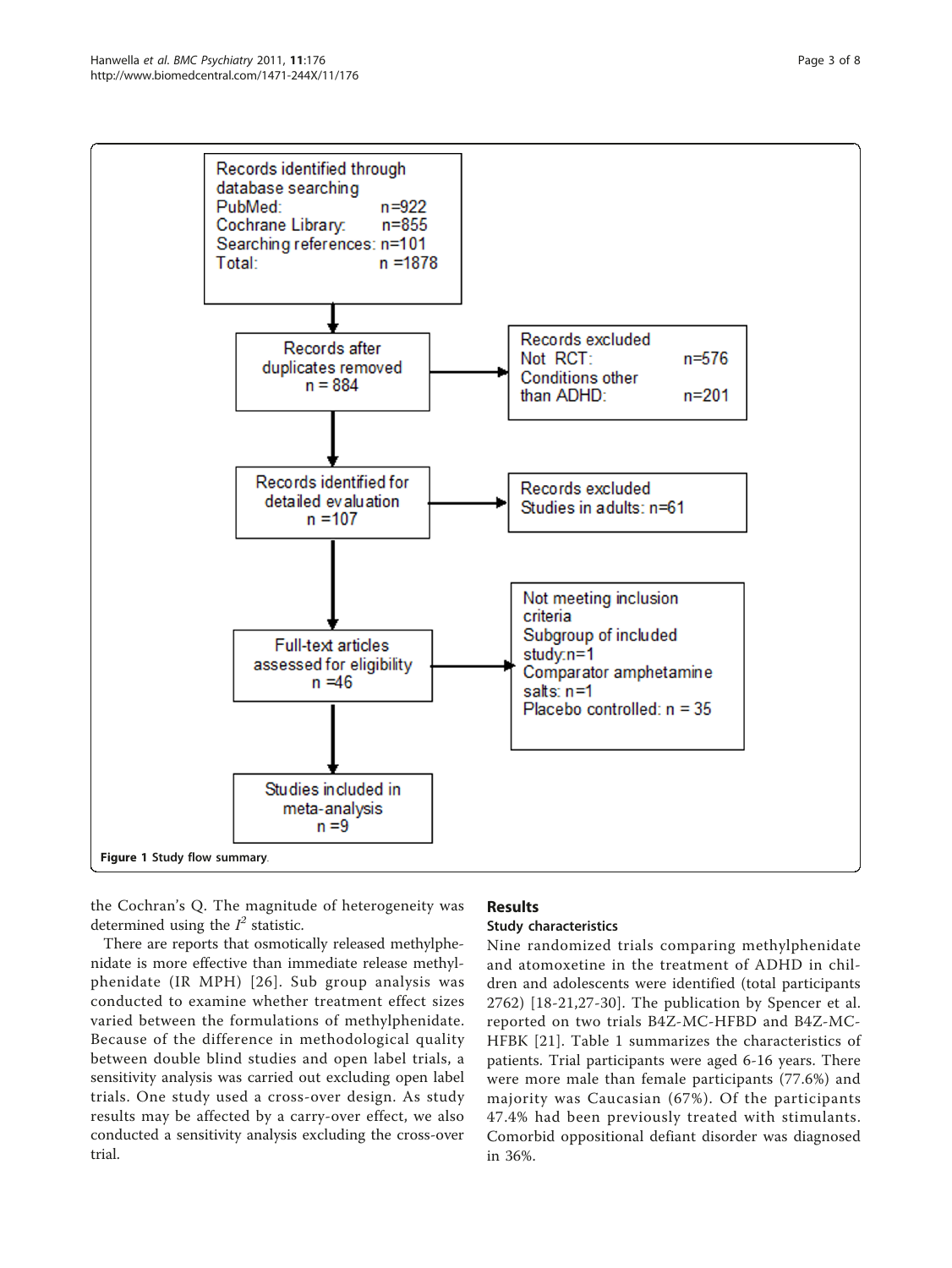Records identified through database searching
PubMed: n=922
Cochrane Library: n=855
Searching references: n=101
Total: n =1878

Records after duplicates removed
n = 884

Records excluded
Not RCT: n=576
Conditions other than ADHD: n=201

Records identified for detailed evaluation
n =107

Records excluded
Studies in adults: n=61

Full-text articles assessed for eligibility
n =46

Not meeting inclusion criteria
Subgroup of included study:n=1
Comparator amphetamine salts: n=1
Placebo controlled: n = 35

Studies included in meta-analysis
n =9

**Figure 1** Study flow summary.

the Cochran's Q. The magnitude of heterogeneity was determined using the $I^2$ statistic.

There are reports that osmotically released methylphenidate is more effective than immediate release methylphenidate (IR MPH) [26]. Sub group analysis was conducted to examine whether treatment effect sizes varied between the formulations of methylphenidate. Because of the difference in methodological quality between double blind studies and open label trials, a sensitivity analysis was carried out excluding open label trials. One study used a cross-over design. As study results may be affected by a carry-over effect, we also conducted a sensitivity analysis excluding the cross-over trial.

## Results

### Study characteristics

Nine randomized trials comparing methylphenidate and atomoxetine in the treatment of ADHD in children and adolescents were identified (total participants 2762) [18-21,27-30]. The publication by Spencer et al. reported on two trials B4Z-MC-HFBD and B4Z-MC-HFBK [21]. Table 1 summarizes the characteristics of patients. Trial participants were aged 6-16 years. There were more male than female participants (77.6%) and majority was Caucasian (67%). Of the participants 47.4% had been previously treated with stimulants. Comorbid oppositional defiant disorder was diagnosed in 36%.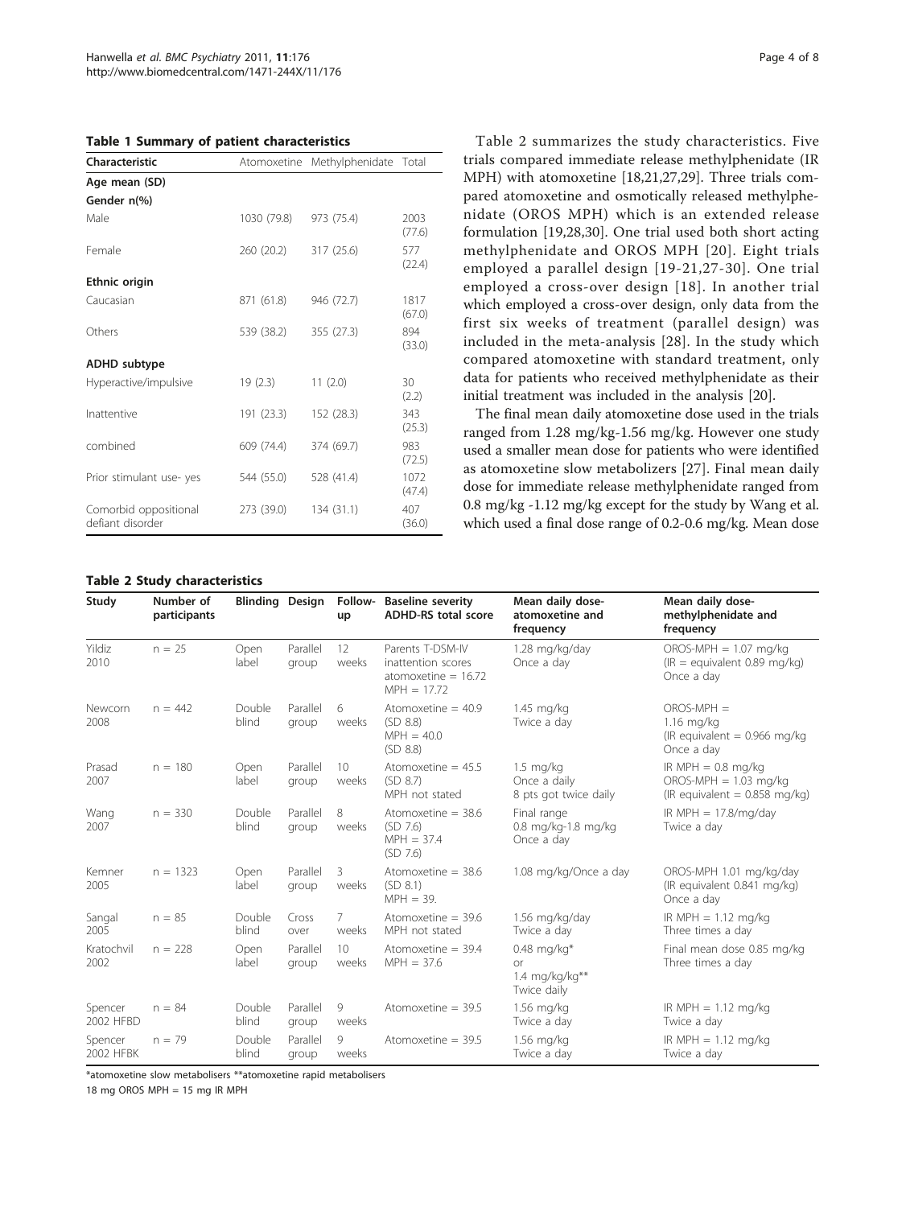**Table 1 Summary of patient characteristics**

| Characteristic | Atomoxetine | Methylphenidate | Total |
|---|---|---|---|
| **Age mean (SD)** | | | |
| **Gender n(%)** | | | |
| Male | 1030 (79.8) | 973 (75.4) | 2003 (77.6) |
| Female | 260 (20.2) | 317 (25.6) | 577 (22.4) |
| **Ethnic origin** | | | |
| Caucasian | 871 (61.8) | 946 (72.7) | 1817 (67.0) |
| Others | 539 (38.2) | 355 (27.3) | 894 (33.0) |
| **ADHD subtype** | | | |
| Hyperactive/impulsive | 19 (2.3) | 11 (2.0) | 30 (2.2) |
| Inattentive | 191 (23.3) | 152 (28.3) | 343 (25.3) |
| combined | 609 (74.4) | 374 (69.7) | 983 (72.5) |
| Prior stimulant use- yes | 544 (55.0) | 528 (41.4) | 1072 (47.4) |
| Comorbid oppositional defiant disorder | 273 (39.0) | 134 (31.1) | 407 (36.0) |

Table 2 summarizes the study characteristics. Five trials compared immediate release methylphenidate (IR MPH) with atomoxetine [18,21,27,29]. Three trials compared atomoxetine and osmotically released methylphenidate (OROS MPH) which is an extended release formulation [19,28,30]. One trial used both short acting methylphenidate and OROS MPH [20]. Eight trials employed a parallel design [19-21,27-30]. One trial employed a cross-over design [18]. In another trial which employed a cross-over design, only data from the first six weeks of treatment (parallel design) was included in the meta-analysis [28]. In the study which compared atomoxetine with standard treatment, only data for patients who received methylphenidate as their initial treatment was included in the analysis [20].

The final mean daily atomoxetine dose used in the trials ranged from 1.28 mg/kg-1.56 mg/kg. However one study used a smaller mean dose for patients who were identified as atomoxetine slow metabolizers [27]. Final mean daily dose for immediate release methylphenidate ranged from 0.8 mg/kg -1.12 mg/kg except for the study by Wang et al. which used a final dose range of 0.2-0.6 mg/kg. Mean dose

**Table 2 Study characteristics**

| Study | Number of participants | Blinding | Design | Follow-up | Baseline severity ADHD-RS total score | Mean daily dose-atomoxetine and frequency | Mean daily dose-methylphenidate and frequency |
|---|---|---|---|---|---|---|---|
| Yildiz 2010 | n = 25 | Open label | Parallel group | 12 weeks | Parents T-DSM-IV inattention scores atomoxetine = 16.72 MPH = 17.72 | 1.28 mg/kg/day Once a day | OROS-MPH = 1.07 mg/kg (IR = equivalent 0.89 mg/kg) Once a day |
| Newcorn 2008 | n = 442 | Double blind | Parallel group | 6 weeks | Atomoxetine = 40.9 (SD 8.8) MPH = 40.0 (SD 8.8) | 1.45 mg/kg Twice a day | OROS-MPH = 1.16 mg/kg (IR equivalent = 0.966 mg/kg Once a day |
| Prasad 2007 | n = 180 | Open label | Parallel group | 10 weeks | Atomoxetine = 45.5 (SD 8.7) MPH not stated | 1.5 mg/kg Once a daily 8 pts got twice daily | IR MPH = 0.8 mg/kg OROS-MPH = 1.03 mg/kg (IR equivalent = 0.858 mg/kg) |
| Wang 2007 | n = 330 | Double blind | Parallel group | 8 weeks | Atomoxetine = 38.6 (SD 7.6) MPH = 37.4 (SD 7.6) | Final range 0.8 mg/kg-1.8 mg/kg Once a day | IR MPH = 17.8/mg/day Twice a day |
| Kemner 2005 | n = 1323 | Open label | Parallel group | 3 weeks | Atomoxetine = 38.6 (SD 8.1) MPH = 39. | 1.08 mg/kg/Once a day | OROS-MPH 1.01 mg/kg/day (IR equivalent 0.841 mg/kg) Once a day |
| Sangal 2005 | n = 85 | Double blind | Cross over | 7 weeks | Atomoxetine = 39.6 MPH not stated | 1.56 mg/kg/day Twice a day | IR MPH = 1.12 mg/kg Three times a day |
| Kratochvil 2002 | n = 228 | Open label | Parallel group | 10 weeks | Atomoxetine = 39.4 MPH = 37.6 | 0.48 mg/kg* or 1.4 mg/kg/kg** Twice daily | Final mean dose 0.85 mg/kg Three times a day |
| Spencer 2002 HFBD | n = 84 | Double blind | Parallel group | 9 weeks | Atomoxetine = 39.5 | 1.56 mg/kg Twice a day | IR MPH = 1.12 mg/kg Twice a day |
| Spencer 2002 HFBK | n = 79 | Double blind | Parallel group | 9 weeks | Atomoxetine = 39.5 | 1.56 mg/kg Twice a day | IR MPH = 1.12 mg/kg Twice a day |

*atomoxetine slow metabolisers **atomoxetine rapid metabolisers

18 mg OROS MPH = 15 mg IR MPH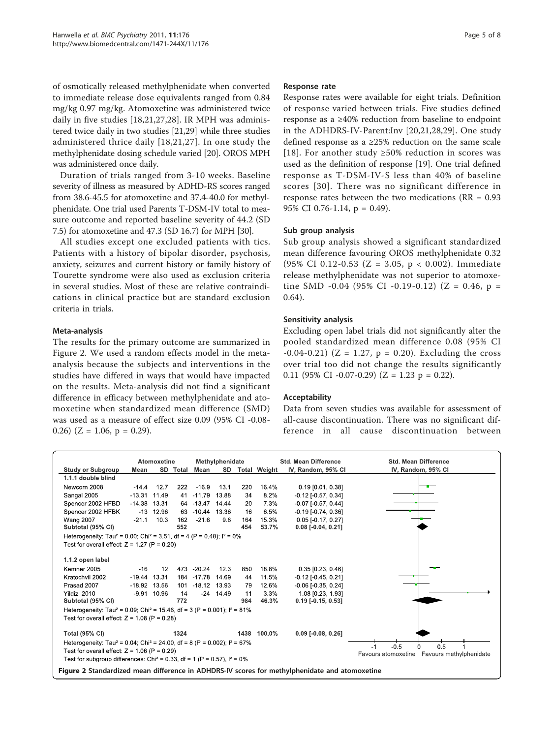of osmotically released methylphenidate when converted to immediate release dose equivalents ranged from 0.84 mg/kg 0.97 mg/kg. Atomoxetine was administered twice daily in five studies [18,21,27,28]. IR MPH was administered twice daily in two studies [21,29] while three studies administered thrice daily [18,21,27]. In one study the methylphenidate dosing schedule varied [20]. OROS MPH was administered once daily.

Duration of trials ranged from 3-10 weeks. Baseline severity of illness as measured by ADHD-RS scores ranged from 38.6-45.5 for atomoxetine and 37.4-40.0 for methylphenidate. One trial used Parents T-DSM-IV total to measure outcome and reported baseline severity of 44.2 (SD 7.5) for atomoxetine and 47.3 (SD 16.7) for MPH [30].

All studies except one excluded patients with tics. Patients with a history of bipolar disorder, psychosis, anxiety, seizures and current history or family history of Tourette syndrome were also used as exclusion criteria in several studies. Most of these are relative contraindications in clinical practice but are standard exclusion criteria in trials.

### Meta-analysis

The results for the primary outcome are summarized in Figure 2. We used a random effects model in the meta-analysis because the subjects and interventions in the studies have differed in ways that would have impacted on the results. Meta-analysis did not find a significant difference in efficacy between methylphenidate and atomoxetine when standardized mean difference (SMD) was used as a measure of effect size 0.09 (95% CI -0.08-0.26) ($Z = 1.06$, $p = 0.29$).

### Response rate

Response rates were available for eight trials. Definition of response varied between trials. Five studies defined response as a ≥40% reduction from baseline to endpoint in the ADHDRS-IV-Parent:Inv [20,21,28,29]. One study defined response as a ≥25% reduction on the same scale [18]. For another study ≥50% reduction in scores was used as the definition of response [19]. One trial defined response as T-DSM-IV-S less than 40% of baseline scores [30]. There was no significant difference in response rates between the two medications (RR = 0.93 95% CI 0.76-1.14, $p = 0.49$).

### Sub group analysis

Sub group analysis showed a significant standardized mean difference favouring OROS methylphenidate 0.32 (95% CI 0.12-0.53 ($Z = 3.05$, $p < 0.002$). Immediate release methylphenidate was not superior to atomoxetine SMD -0.04 (95% CI -0.19-0.12) ($Z = 0.46$, $p = 0.64$).

### Sensitivity analysis

Excluding open label trials did not significantly alter the pooled standardized mean difference 0.08 (95% CI -0.04-0.21) ($Z = 1.27$, $p = 0.20$). Excluding the cross over trial too did not change the results significantly 0.11 (95% CI -0.07-0.29) ($Z = 1.23$ $p = 0.22$).

### Acceptability

Data from seven studies was available for assessment of all-cause discontinuation. There was no significant difference in all cause discontinuation between

| Study or Subgroup | Atomoxetine Mean | Atomoxetine SD | Atomoxetine Total | Methylphenidate Mean | Methylphenidate SD | Methylphenidate Total | Weight | Std. Mean Difference IV, Random, 95% CI |
|---|---|---|---|---|---|---|---|---|
| **1.1.1 double blind** | | | | | | | | |
| Newcorn 2008 | -14.4 | 12.7 | 222 | -16.9 | 13.1 | 220 | 16.4% | 0.19 [0.01, 0.38] |
| Sangal 2005 | -13.31 | 11.49 | 41 | -11.79 | 13.88 | 34 | 8.2% | -0.12 [-0.57, 0.34] |
| Spencer 2002 HFBD | -14.38 | 13.31 | 64 | -13.47 | 14.44 | 20 | 7.3% | -0.07 [-0.57, 0.44] |
| Spencer 2002 HFBK | -13 | 12.96 | 63 | -10.44 | 13.36 | 16 | 6.5% | -0.19 [-0.74, 0.36] |
| Wang 2007 | -21.1 | 10.3 | 162 | -21.6 | 9.6 | 164 | 15.3% | 0.05 [-0.17, 0.27] |
| Subtotal (95% CI) | | | 552 | | | 454 | 53.7% | 0.08 [-0.04, 0.21] |
| Heterogeneity: Tau² = 0.00; Chi² = 3.51, df = 4 (P = 0.48); I² = 0% | | | | | | | | |
| Test for overall effect: Z = 1.27 (P = 0.20) | | | | | | | | |
| **1.1.2 open label** | | | | | | | | |
| Kemner 2005 | -16 | 12 | 473 | -20.24 | 12.3 | 850 | 18.8% | 0.35 [0.23, 0.46] |
| Kratochvil 2002 | -19.44 | 13.31 | 184 | -17.78 | 14.69 | 44 | 11.5% | -0.12 [-0.45, 0.21] |
| Prasad 2007 | -18.92 | 13.56 | 101 | -18.12 | 13.93 | 79 | 12.6% | -0.06 [-0.35, 0.24] |
| Yildiz 2010 | -9.91 | 10.96 | 14 | -24 | 14.49 | 11 | 3.3% | 1.08 [0.23, 1.93] |
| Subtotal (95% CI) | | | 772 | | | 984 | 46.3% | 0.19 [-0.15, 0.53] |
| Heterogeneity: Tau² = 0.09; Chi² = 15.46, df = 3 (P = 0.001); I² = 81% | | | | | | | | |
| Test for overall effect: Z = 1.08 (P = 0.28) | | | | | | | | |
| **Total (95% CI)** | | | 1324 | | | 1438 | 100.0% | 0.09 [-0.08, 0.26] |
| Heterogeneity: Tau² = 0.04; Chi² = 24.00, df = 8 (P = 0.002); I² = 67% | | | | | | | | |
| Test for overall effect: Z = 1.06 (P = 0.29) | | | | | | | | |
| Test for subgroup differences: Chi² = 0.33, df = 1 (P = 0.57), I² = 0% | | | | | | | | |

Favours atomoxetine | Favours methylphenidate

**Figure 2** Standardized mean difference in ADHDRS-IV scores for methylphenidate and atomoxetine.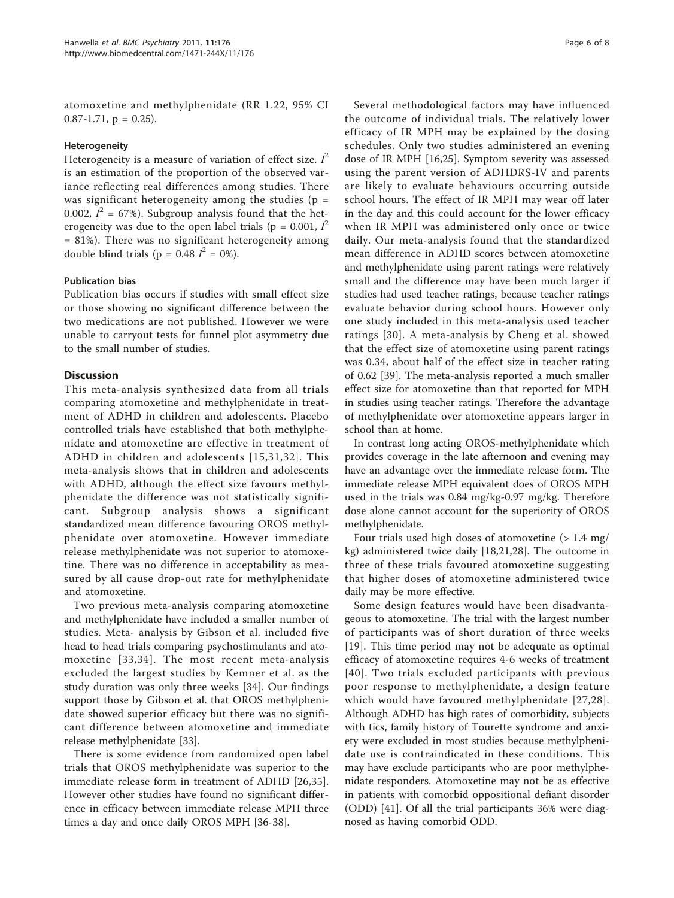atomoxetine and methylphenidate (RR 1.22, 95% CI 0.87-1.71, p = 0.25).

#### Heterogeneity

Heterogeneity is a measure of variation of effect size. $I^2$ is an estimation of the proportion of the observed variance reflecting real differences among studies. There was significant heterogeneity among the studies (p = 0.002, $I^2$ = 67%). Subgroup analysis found that the heterogeneity was due to the open label trials (p = 0.001, $I^2$ = 81%). There was no significant heterogeneity among double blind trials (p = 0.48 $I^2$ = 0%).

#### Publication bias

Publication bias occurs if studies with small effect size or those showing no significant difference between the two medications are not published. However we were unable to carryout tests for funnel plot asymmetry due to the small number of studies.

## Discussion

This meta-analysis synthesized data from all trials comparing atomoxetine and methylphenidate in treatment of ADHD in children and adolescents. Placebo controlled trials have established that both methylphenidate and atomoxetine are effective in treatment of ADHD in children and adolescents [15,31,32]. This meta-analysis shows that in children and adolescents with ADHD, although the effect size favours methylphenidate the difference was not statistically significant. Subgroup analysis shows a significant standardized mean difference favouring OROS methylphenidate over atomoxetine. However immediate release methylphenidate was not superior to atomoxetine. There was no difference in acceptability as measured by all cause drop-out rate for methylphenidate and atomoxetine.

Two previous meta-analysis comparing atomoxetine and methylphenidate have included a smaller number of studies. Meta- analysis by Gibson et al. included five head to head trials comparing psychostimulants and atomoxetine [33,34]. The most recent meta-analysis excluded the largest studies by Kemner et al. as the study duration was only three weeks [34]. Our findings support those by Gibson et al. that OROS methylphenidate showed superior efficacy but there was no significant difference between atomoxetine and immediate release methylphenidate [33].

There is some evidence from randomized open label trials that OROS methylphenidate was superior to the immediate release form in treatment of ADHD [26,35]. However other studies have found no significant difference in efficacy between immediate release MPH three times a day and once daily OROS MPH [36-38].

Several methodological factors may have influenced the outcome of individual trials. The relatively lower efficacy of IR MPH may be explained by the dosing schedules. Only two studies administered an evening dose of IR MPH [16,25]. Symptom severity was assessed using the parent version of ADHDRS-IV and parents are likely to evaluate behaviours occurring outside school hours. The effect of IR MPH may wear off later in the day and this could account for the lower efficacy when IR MPH was administered only once or twice daily. Our meta-analysis found that the standardized mean difference in ADHD scores between atomoxetine and methylphenidate using parent ratings were relatively small and the difference may have been much larger if studies had used teacher ratings, because teacher ratings evaluate behavior during school hours. However only one study included in this meta-analysis used teacher ratings [30]. A meta-analysis by Cheng et al. showed that the effect size of atomoxetine using parent ratings was 0.34, about half of the effect size in teacher rating of 0.62 [39]. The meta-analysis reported a much smaller effect size for atomoxetine than that reported for MPH in studies using teacher ratings. Therefore the advantage of methylphenidate over atomoxetine appears larger in school than at home.

In contrast long acting OROS-methylphenidate which provides coverage in the late afternoon and evening may have an advantage over the immediate release form. The immediate release MPH equivalent does of OROS MPH used in the trials was 0.84 mg/kg-0.97 mg/kg. Therefore dose alone cannot account for the superiority of OROS methylphenidate.

Four trials used high doses of atomoxetine (> 1.4 mg/kg) administered twice daily [18,21,28]. The outcome in three of these trials favoured atomoxetine suggesting that higher doses of atomoxetine administered twice daily may be more effective.

Some design features would have been disadvantageous to atomoxetine. The trial with the largest number of participants was of short duration of three weeks [19]. This time period may not be adequate as optimal efficacy of atomoxetine requires 4-6 weeks of treatment [40]. Two trials excluded participants with previous poor response to methylphenidate, a design feature which would have favoured methylphenidate [27,28]. Although ADHD has high rates of comorbidity, subjects with tics, family history of Tourette syndrome and anxiety were excluded in most studies because methylphenidate use is contraindicated in these conditions. This may have exclude participants who are poor methylphenidate responders. Atomoxetine may not be as effective in patients with comorbid oppositional defiant disorder (ODD) [41]. Of all the trial participants 36% were diagnosed as having comorbid ODD.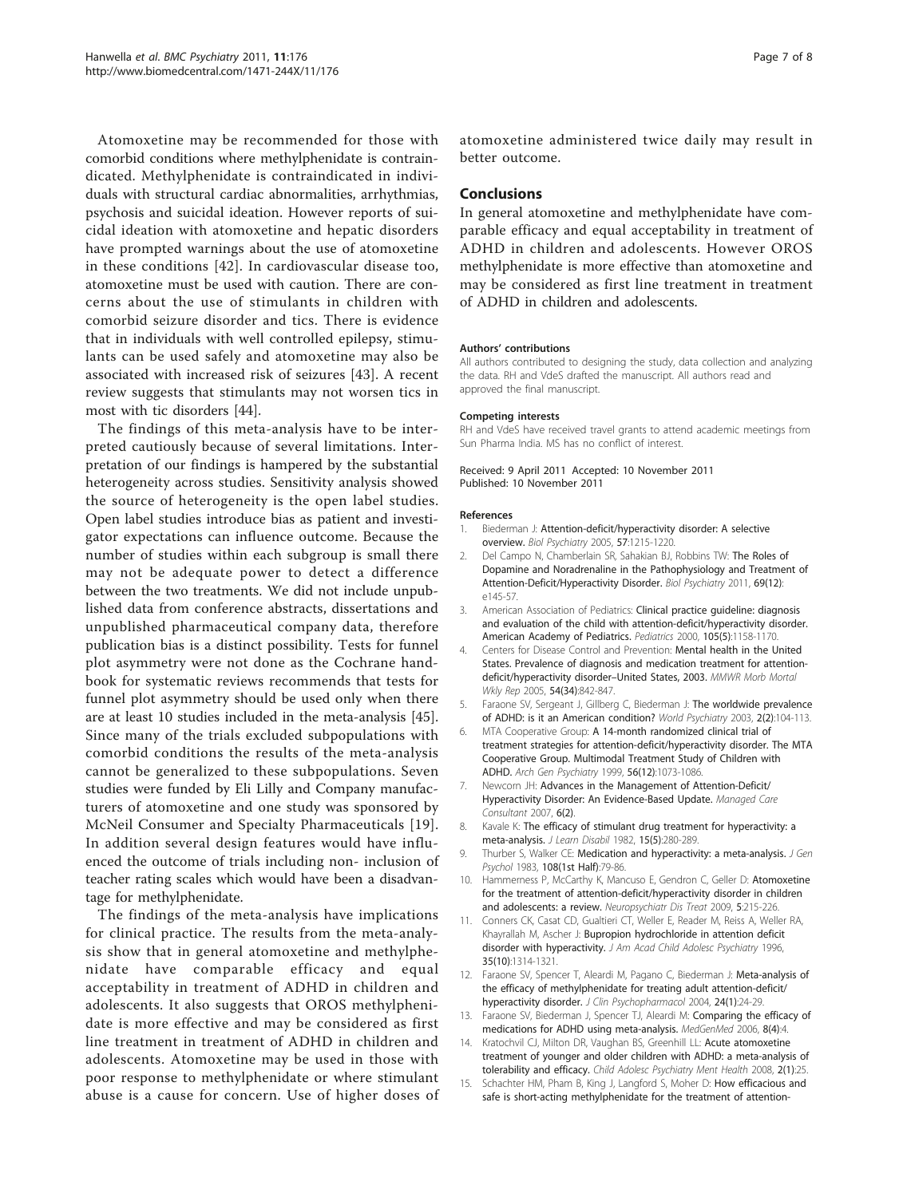Atomoxetine may be recommended for those with comorbid conditions where methylphenidate is contraindicated. Methylphenidate is contraindicated in individuals with structural cardiac abnormalities, arrhythmias, psychosis and suicidal ideation. However reports of suicidal ideation with atomoxetine and hepatic disorders have prompted warnings about the use of atomoxetine in these conditions [42]. In cardiovascular disease too, atomoxetine must be used with caution. There are concerns about the use of stimulants in children with comorbid seizure disorder and tics. There is evidence that in individuals with well controlled epilepsy, stimulants can be used safely and atomoxetine may also be associated with increased risk of seizures [43]. A recent review suggests that stimulants may not worsen tics in most with tic disorders [44].

The findings of this meta-analysis have to be interpreted cautiously because of several limitations. Interpretation of our findings is hampered by the substantial heterogeneity across studies. Sensitivity analysis showed the source of heterogeneity is the open label studies. Open label studies introduce bias as patient and investigator expectations can influence outcome. Because the number of studies within each subgroup is small there may not be adequate power to detect a difference between the two treatments. We did not include unpublished data from conference abstracts, dissertations and unpublished pharmaceutical company data, therefore publication bias is a distinct possibility. Tests for funnel plot asymmetry were not done as the Cochrane handbook for systematic reviews recommends that tests for funnel plot asymmetry should be used only when there are at least 10 studies included in the meta-analysis [45]. Since many of the trials excluded subpopulations with comorbid conditions the results of the meta-analysis cannot be generalized to these subpopulations. Seven studies were funded by Eli Lilly and Company manufacturers of atomoxetine and one study was sponsored by McNeil Consumer and Specialty Pharmaceuticals [19]. In addition several design features would have influenced the outcome of trials including non- inclusion of teacher rating scales which would have been a disadvantage for methylphenidate.

The findings of the meta-analysis have implications for clinical practice. The results from the meta-analysis show that in general atomoxetine and methylphenidate have comparable efficacy and equal acceptability in treatment of ADHD in children and adolescents. It also suggests that OROS methylphenidate is more effective and may be considered as first line treatment in treatment of ADHD in children and adolescents. Atomoxetine may be used in those with poor response to methylphenidate or where stimulant abuse is a cause for concern. Use of higher doses of atomoxetine administered twice daily may result in better outcome.

## Conclusions

In general atomoxetine and methylphenidate have comparable efficacy and equal acceptability in treatment of ADHD in children and adolescents. However OROS methylphenidate is more effective than atomoxetine and may be considered as first line treatment in treatment of ADHD in children and adolescents.

#### Authors' contributions

All authors contributed to designing the study, data collection and analyzing the data. RH and VdeS drafted the manuscript. All authors read and approved the final manuscript.

#### Competing interests

RH and VdeS have received travel grants to attend academic meetings from Sun Pharma India. MS has no conflict of interest.

Received: 9 April 2011 Accepted: 10 November 2011
Published: 10 November 2011

#### References

1. Biederman J: **Attention-deficit/hyperactivity disorder: A selective overview.** *Biol Psychiatry* 2005, 57:1215-1220.
2. Del Campo N, Chamberlain SR, Sahakian BJ, Robbins TW: **The Roles of Dopamine and Noradrenaline in the Pathophysiology and Treatment of Attention-Deficit/Hyperactivity Disorder.** *Biol Psychiatry* 2011, 69(12):e145-57.
3. American Association of Pediatrics: **Clinical practice guideline: diagnosis and evaluation of the child with attention-deficit/hyperactivity disorder. American Academy of Pediatrics.** *Pediatrics* 2000, 105(5):1158-1170.
4. Centers for Disease Control and Prevention: **Mental health in the United States. Prevalence of diagnosis and medication treatment for attention-deficit/hyperactivity disorder–United States, 2003.** *MMWR Morb Mortal Wkly Rep* 2005, 54(34):842-847.
5. Faraone SV, Sergeant J, Gillberg C, Biederman J: **The worldwide prevalence of ADHD: is it an American condition?** *World Psychiatry* 2003, 2(2):104-113.
6. MTA Cooperative Group: **A 14-month randomized clinical trial of treatment strategies for attention-deficit/hyperactivity disorder. The MTA Cooperative Group. Multimodal Treatment Study of Children with ADHD.** *Arch Gen Psychiatry* 1999, 56(12):1073-1086.
7. Newcorn JH: **Advances in the Management of Attention-Deficit/Hyperactivity Disorder: An Evidence-Based Update.** *Managed Care Consultant* 2007, 6(2).
8. Kavale K: **The efficacy of stimulant drug treatment for hyperactivity: a meta-analysis.** *J Learn Disabil* 1982, 15(5):280-289.
9. Thurber S, Walker CE: **Medication and hyperactivity: a meta-analysis.** *J Gen Psychol* 1983, 108(1st Half):79-86.
10. Hammerness P, McCarthy K, Mancuso E, Gendron C, Geller D: **Atomoxetine for the treatment of attention-deficit/hyperactivity disorder in children and adolescents: a review.** *Neuropsychiatr Dis Treat* 2009, 5:215-226.
11. Conners CK, Casat CD, Gualtieri CT, Weller E, Reader M, Reiss A, Weller RA, Khayrallah M, Ascher J: **Bupropion hydrochloride in attention deficit disorder with hyperactivity.** *J Am Acad Child Adolesc Psychiatry* 1996, 35(10):1314-1321.
12. Faraone SV, Spencer T, Aleardi M, Pagano C, Biederman J: **Meta-analysis of the efficacy of methylphenidate for treating adult attention-deficit/hyperactivity disorder.** *J Clin Psychopharmacol* 2004, 24(1):24-29.
13. Faraone SV, Biederman J, Spencer TJ, Aleardi M: **Comparing the efficacy of medications for ADHD using meta-analysis.** *MedGenMed* 2006, 8(4):4.
14. Kratochvil CJ, Milton DR, Vaughan BS, Greenhill LL: **Acute atomoxetine treatment of younger and older children with ADHD: a meta-analysis of tolerability and efficacy.** *Child Adolesc Psychiatry Ment Health* 2008, 2(1):25.
15. Schachter HM, Pham B, King J, Langford S, Moher D: **How efficacious and safe is short-acting methylphenidate for the treatment of attention-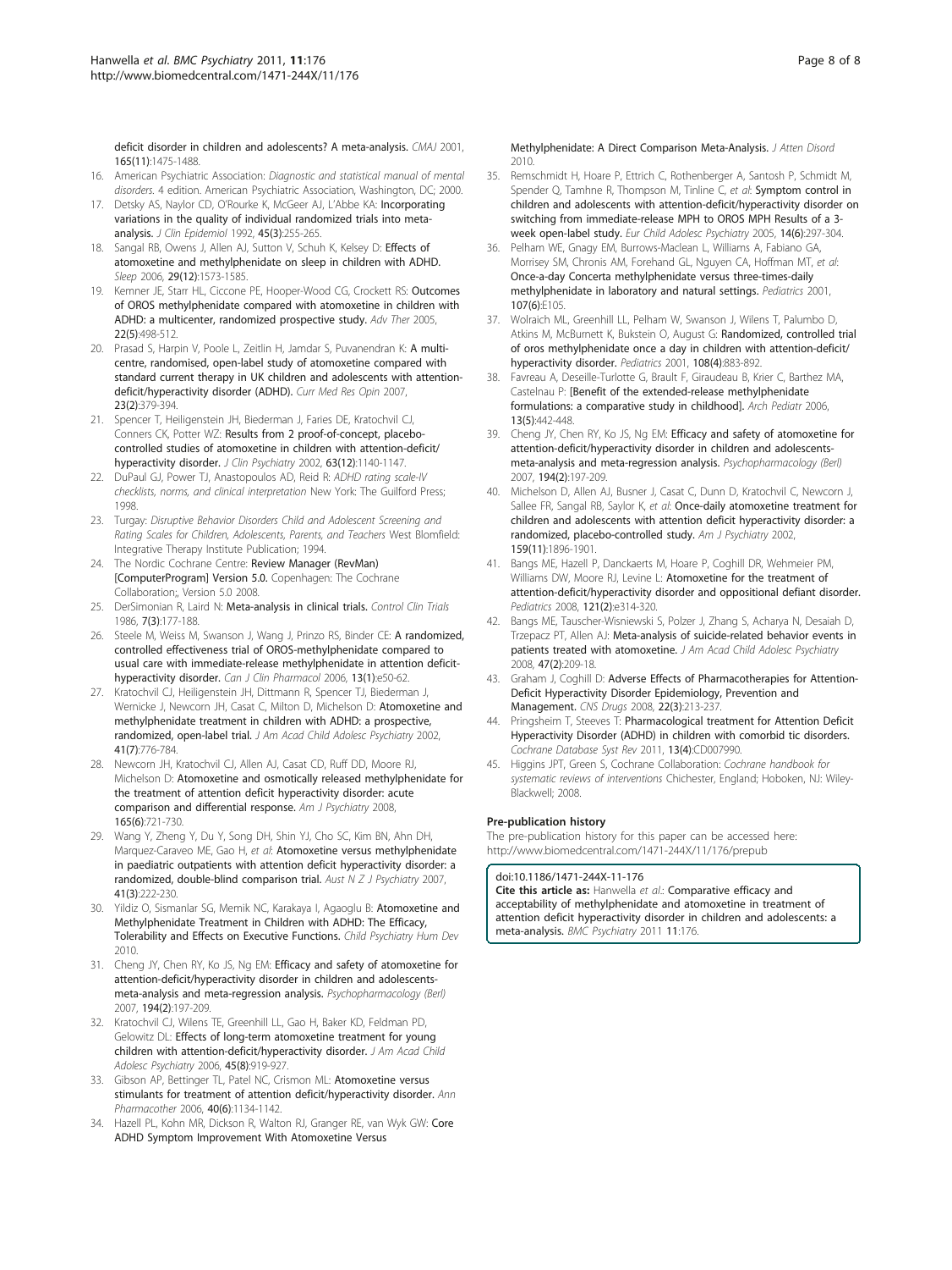deficit disorder in children and adolescents? A meta-analysis. *CMAJ* 2001, **165(11)**:1475-1488.

16. American Psychiatric Association: *Diagnostic and statistical manual of mental disorders.* 4 edition. American Psychiatric Association, Washington, DC; 2000.
17. Detsky AS, Naylor CD, O'Rourke K, McGeer AJ, L'Abbe KA: **Incorporating variations in the quality of individual randomized trials into meta-analysis.** *J Clin Epidemiol* 1992, **45(3)**:255-265.
18. Sangal RB, Owens J, Allen AJ, Sutton V, Schuh K, Kelsey D: **Effects of atomoxetine and methylphenidate on sleep in children with ADHD.** *Sleep* 2006, **29(12)**:1573-1585.
19. Kemner JE, Starr HL, Ciccone PE, Hooper-Wood CG, Crockett RS: **Outcomes of OROS methylphenidate compared with atomoxetine in children with ADHD: a multicenter, randomized prospective study.** *Adv Ther* 2005, **22(5)**:498-512.
20. Prasad S, Harpin V, Poole L, Zeitlin H, Jamdar S, Puvanendran K: **A multi-centre, randomised, open-label study of atomoxetine compared with standard current therapy in UK children and adolescents with attention-deficit/hyperactivity disorder (ADHD).** *Curr Med Res Opin* 2007, **23(2)**:379-394.
21. Spencer T, Heiligenstein JH, Biederman J, Faries DE, Kratochvil CJ, Conners CK, Potter WZ: **Results from 2 proof-of-concept, placebo-controlled studies of atomoxetine in children with attention-deficit/hyperactivity disorder.** *J Clin Psychiatry* 2002, **63(12)**:1140-1147.
22. DuPaul GJ, Power TJ, Anastopoulos AD, Reid R: *ADHD rating scale-IV checklists, norms, and clinical interpretation* New York: The Guilford Press; 1998.
23. Turgay: *Disruptive Behavior Disorders Child and Adolescent Screening and Rating Scales for Children, Adolescents, Parents, and Teachers* West Blomfield: Integrative Therapy Institute Publication; 1994.
24. The Nordic Cochrane Centre: **Review Manager (RevMan) [ComputerProgram] Version 5.0.** Copenhagen: The Cochrane Collaboration;, Version 5.0 2008.
25. DerSimonian R, Laird N: **Meta-analysis in clinical trials.** *Control Clin Trials* 1986, **7(3)**:177-188.
26. Steele M, Weiss M, Swanson J, Wang J, Prinzo RS, Binder CE: **A randomized, controlled effectiveness trial of OROS-methylphenidate compared to usual care with immediate-release methylphenidate in attention deficit-hyperactivity disorder.** *Can J Clin Pharmacol* 2006, **13(1)**:e50-62.
27. Kratochvil CJ, Heiligenstein JH, Dittmann R, Spencer TJ, Biederman J, Wernicke J, Newcorn JH, Casat C, Milton D, Michelson D: **Atomoxetine and methylphenidate treatment in children with ADHD: a prospective, randomized, open-label trial.** *J Am Acad Child Adolesc Psychiatry* 2002, **41(7)**:776-784.
28. Newcorn JH, Kratochvil CJ, Allen AJ, Casat CD, Ruff DD, Moore RJ, Michelson D: **Atomoxetine and osmotically released methylphenidate for the treatment of attention deficit hyperactivity disorder: acute comparison and differential response.** *Am J Psychiatry* 2008, **165(6)**:721-730.
29. Wang Y, Zheng Y, Du Y, Song DH, Shin YJ, Cho SC, Kim BN, Ahn DH, Marquez-Caraveo ME, Gao H, *et al*: **Atomoxetine versus methylphenidate in paediatric outpatients with attention deficit hyperactivity disorder: a randomized, double-blind comparison trial.** *Aust N Z J Psychiatry* 2007, **41(3)**:222-230.
30. Yildiz O, Sismanlar SG, Memik NC, Karakaya I, Agaoglu B: **Atomoxetine and Methylphenidate Treatment in Children with ADHD: The Efficacy, Tolerability and Effects on Executive Functions.** *Child Psychiatry Hum Dev* 2010.
31. Cheng JY, Chen RY, Ko JS, Ng EM: **Efficacy and safety of atomoxetine for attention-deficit/hyperactivity disorder in children and adolescents-meta-analysis and meta-regression analysis.** *Psychopharmacology (Berl)* 2007, **194(2)**:197-209.
32. Kratochvil CJ, Wilens TE, Greenhill LL, Gao H, Baker KD, Feldman PD, Gelowitz DL: **Effects of long-term atomoxetine treatment for young children with attention-deficit/hyperactivity disorder.** *J Am Acad Child Adolesc Psychiatry* 2006, **45(8)**:919-927.
33. Gibson AP, Bettinger TL, Patel NC, Crismon ML: **Atomoxetine versus stimulants for treatment of attention deficit/hyperactivity disorder.** *Ann Pharmacother* 2006, **40(6)**:1134-1142.
34. Hazell PL, Kohn MR, Dickson R, Walton RJ, Granger RE, van Wyk GW: **Core ADHD Symptom Improvement With Atomoxetine Versus Methylphenidate: A Direct Comparison Meta-Analysis.** *J Atten Disord* 2010.
35. Remschmidt H, Hoare P, Ettrich C, Rothenberger A, Santosh P, Schmidt M, Spender Q, Tamhne R, Thompson M, Tinline C, *et al*: **Symptom control in children and adolescents with attention-deficit/hyperactivity disorder on switching from immediate-release MPH to OROS MPH Results of a 3-week open-label study.** *Eur Child Adolesc Psychiatry* 2005, **14(6)**:297-304.
36. Pelham WE, Gnagy EM, Burrows-Maclean L, Williams A, Fabiano GA, Morrisey SM, Chronis AM, Forehand GL, Nguyen CA, Hoffman MT, *et al*: **Once-a-day Concerta methylphenidate versus three-times-daily methylphenidate in laboratory and natural settings.** *Pediatrics* 2001, **107(6)**:E105.
37. Wolraich ML, Greenhill LL, Pelham W, Swanson J, Wilens T, Palumbo D, Atkins M, McBurnett K, Bukstein O, August G: **Randomized, controlled trial of oros methylphenidate once a day in children with attention-deficit/hyperactivity disorder.** *Pediatrics* 2001, **108(4)**:883-892.
38. Favreau A, Deseille-Turlotte G, Brault F, Giraudeau B, Krier C, Barthez MA, Castelnau P: **[Benefit of the extended-release methylphenidate formulations: a comparative study in childhood].** *Arch Pediatr* 2006, **13(5)**:442-448.
39. Cheng JY, Chen RY, Ko JS, Ng EM: **Efficacy and safety of atomoxetine for attention-deficit/hyperactivity disorder in children and adolescents-meta-analysis and meta-regression analysis.** *Psychopharmacology (Berl)* 2007, **194(2)**:197-209.
40. Michelson D, Allen AJ, Busner J, Casat C, Dunn D, Kratochvil C, Newcorn J, Sallee FR, Sangal RB, Saylor K, *et al*: **Once-daily atomoxetine treatment for children and adolescents with attention deficit hyperactivity disorder: a randomized, placebo-controlled study.** *Am J Psychiatry* 2002, **159(11)**:1896-1901.
41. Bangs ME, Hazell P, Danckaerts M, Hoare P, Coghill DR, Wehmeier PM, Williams DW, Moore RJ, Levine L: **Atomoxetine for the treatment of attention-deficit/hyperactivity disorder and oppositional defiant disorder.** *Pediatrics* 2008, **121(2)**:e314-320.
42. Bangs ME, Tauscher-Wisniewski S, Polzer J, Zhang S, Acharya N, Desaiah D, Trzepacz PT, Allen AJ: **Meta-analysis of suicide-related behavior events in patients treated with atomoxetine.** *J Am Acad Child Adolesc Psychiatry* 2008, **47(2)**:209-18.
43. Graham J, Coghill D: **Adverse Effects of Pharmacotherapies for Attention-Deficit Hyperactivity Disorder Epidemiology, Prevention and Management.** *CNS Drugs* 2008, **22(3)**:213-237.
44. Pringsheim T, Steeves T: **Pharmacological treatment for Attention Deficit Hyperactivity Disorder (ADHD) in children with comorbid tic disorders.** *Cochrane Database Syst Rev* 2011, **13(4)**:CD007990.
45. Higgins JPT, Green S, Cochrane Collaboration: *Cochrane handbook for systematic reviews of interventions* Chichester, England; Hoboken, NJ: Wiley-Blackwell; 2008.

### Pre-publication history

The pre-publication history for this paper can be accessed here:
http://www.biomedcentral.com/1471-244X/11/176/prepub

doi:10.1186/1471-244X-11-176

**Cite this article as:** Hanwella *et al.*: Comparative efficacy and acceptability of methylphenidate and atomoxetine in treatment of attention deficit hyperactivity disorder in children and adolescents: a meta-analysis. *BMC Psychiatry* 2011 **11**:176.